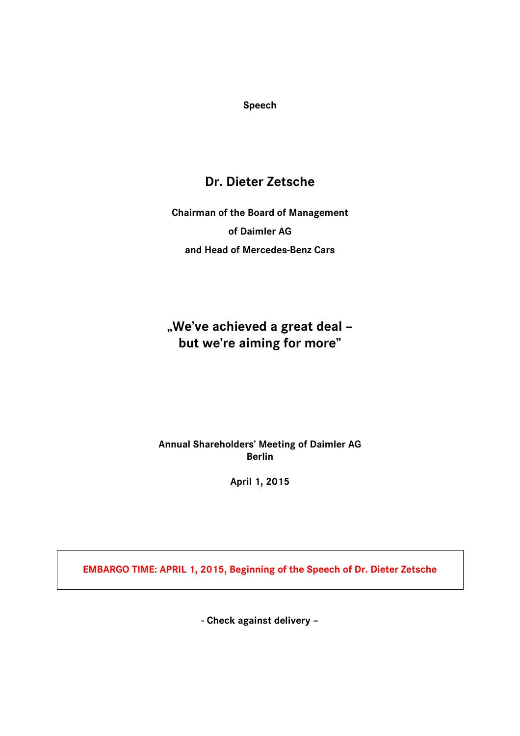**Speech**

# Dr. Dieter Zetsche

**Chairman of the Board of Management**

**of Daimler AG**

**and Head of Mercedes-Benz Cars**

## „We've achieved a great deal – but we're aiming for more"

**Annual Shareholders' Meeting of Daimler AG**
**Berlin**

**April 1, 2015**

**EMBARGO TIME: APRIL 1, 2015, Beginning of the Speech of Dr. Dieter Zetsche**

**- Check against delivery –**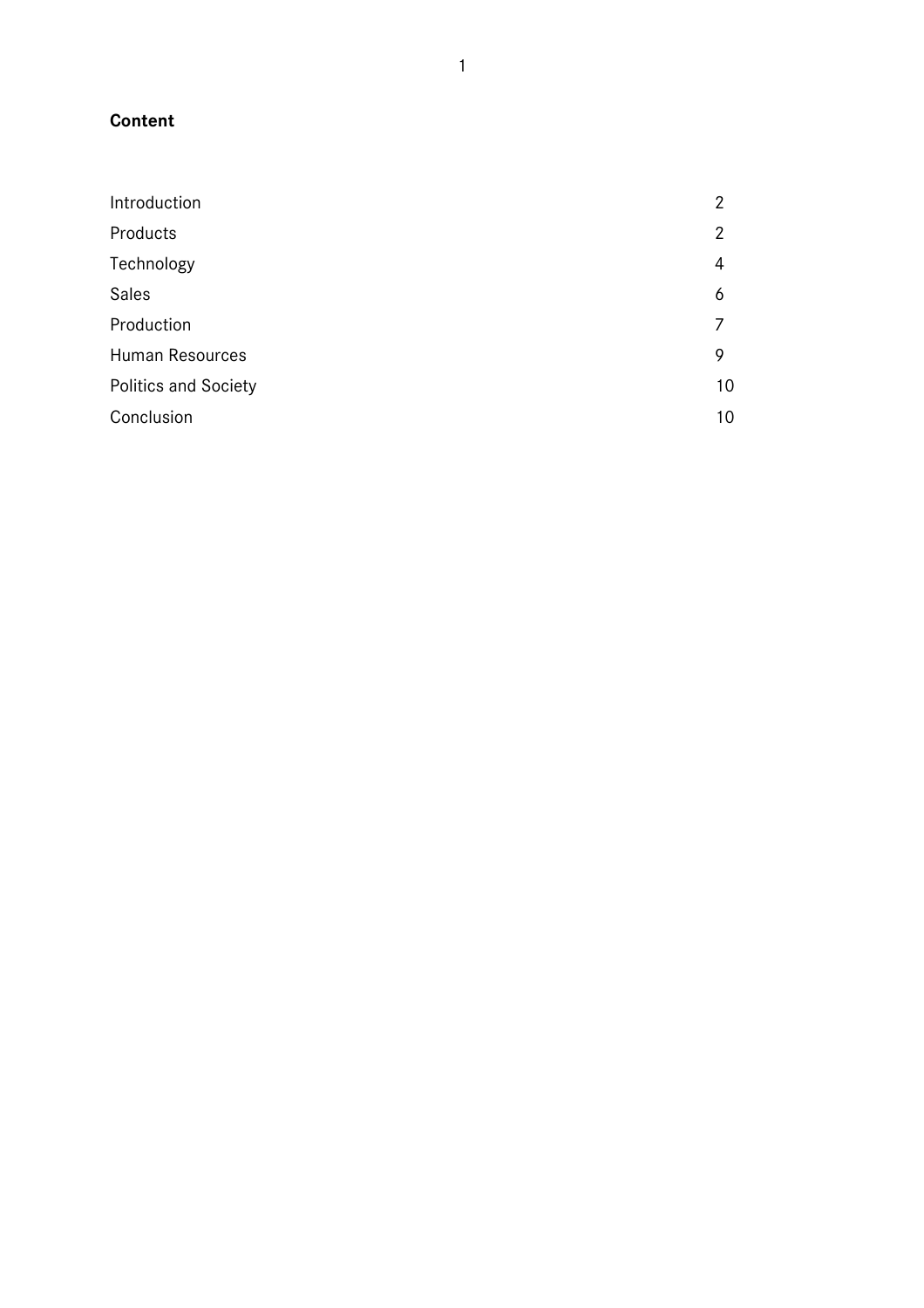**Content**

| | |
|---|---|
| Introduction | 2 |
| Products | 2 |
| Technology | 4 |
| Sales | 6 |
| Production | 7 |
| Human Resources | 9 |
| Politics and Society | 10 |
| Conclusion | 10 |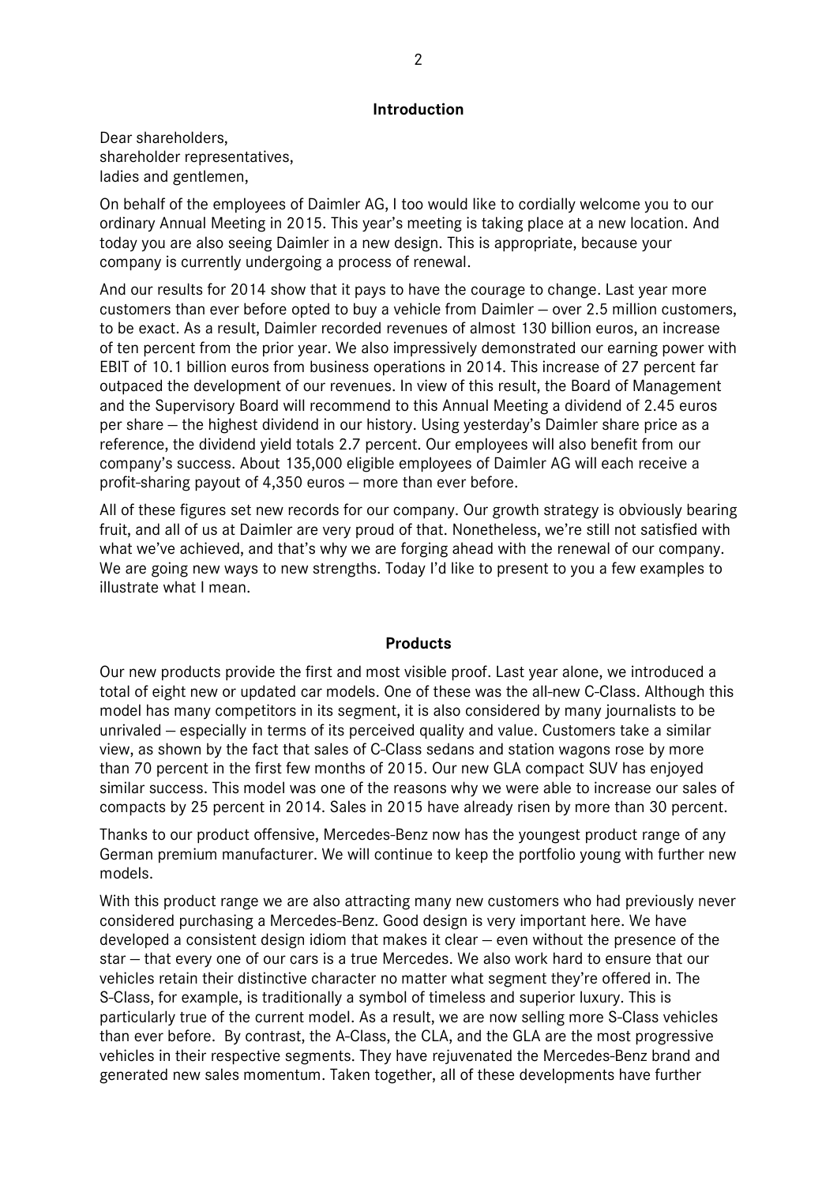## Introduction

Dear shareholders,
shareholder representatives,
ladies and gentlemen,

On behalf of the employees of Daimler AG, I too would like to cordially welcome you to our ordinary Annual Meeting in 2015. This year's meeting is taking place at a new location. And today you are also seeing Daimler in a new design. This is appropriate, because your company is currently undergoing a process of renewal.

And our results for 2014 show that it pays to have the courage to change. Last year more customers than ever before opted to buy a vehicle from Daimler – over 2.5 million customers, to be exact. As a result, Daimler recorded revenues of almost 130 billion euros, an increase of ten percent from the prior year. We also impressively demonstrated our earning power with EBIT of 10.1 billion euros from business operations in 2014. This increase of 27 percent far outpaced the development of our revenues. In view of this result, the Board of Management and the Supervisory Board will recommend to this Annual Meeting a dividend of 2.45 euros per share – the highest dividend in our history. Using yesterday's Daimler share price as a reference, the dividend yield totals 2.7 percent. Our employees will also benefit from our company's success. About 135,000 eligible employees of Daimler AG will each receive a profit-sharing payout of 4,350 euros – more than ever before.

All of these figures set new records for our company. Our growth strategy is obviously bearing fruit, and all of us at Daimler are very proud of that. Nonetheless, we're still not satisfied with what we've achieved, and that's why we are forging ahead with the renewal of our company. We are going new ways to new strengths. Today I'd like to present to you a few examples to illustrate what I mean.

## Products

Our new products provide the first and most visible proof. Last year alone, we introduced a total of eight new or updated car models. One of these was the all-new C-Class. Although this model has many competitors in its segment, it is also considered by many journalists to be unrivaled – especially in terms of its perceived quality and value. Customers take a similar view, as shown by the fact that sales of C-Class sedans and station wagons rose by more than 70 percent in the first few months of 2015. Our new GLA compact SUV has enjoyed similar success. This model was one of the reasons why we were able to increase our sales of compacts by 25 percent in 2014. Sales in 2015 have already risen by more than 30 percent.

Thanks to our product offensive, Mercedes-Benz now has the youngest product range of any German premium manufacturer. We will continue to keep the portfolio young with further new models.

With this product range we are also attracting many new customers who had previously never considered purchasing a Mercedes-Benz. Good design is very important here. We have developed a consistent design idiom that makes it clear – even without the presence of the star – that every one of our cars is a true Mercedes. We also work hard to ensure that our vehicles retain their distinctive character no matter what segment they're offered in. The S-Class, for example, is traditionally a symbol of timeless and superior luxury. This is particularly true of the current model. As a result, we are now selling more S-Class vehicles than ever before. By contrast, the A-Class, the CLA, and the GLA are the most progressive vehicles in their respective segments. They have rejuvenated the Mercedes-Benz brand and generated new sales momentum. Taken together, all of these developments have further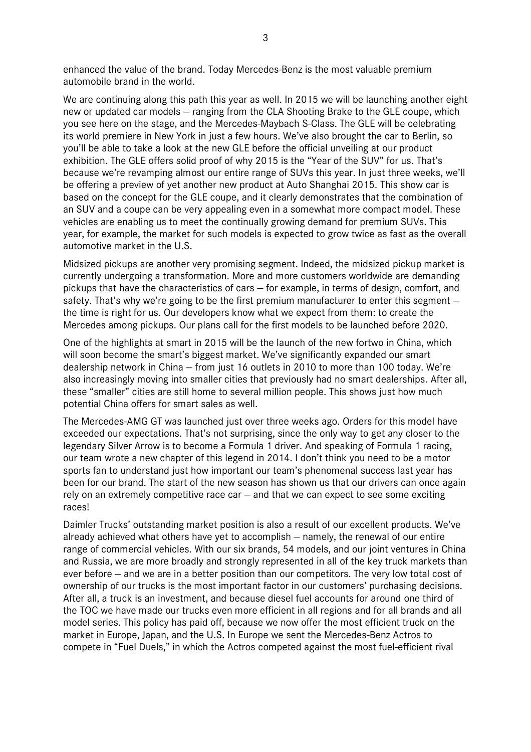enhanced the value of the brand. Today Mercedes-Benz is the most valuable premium automobile brand in the world.

We are continuing along this path this year as well. In 2015 we will be launching another eight new or updated car models – ranging from the CLA Shooting Brake to the GLE coupe, which you see here on the stage, and the Mercedes-Maybach S-Class. The GLE will be celebrating its world premiere in New York in just a few hours. We've also brought the car to Berlin, so you'll be able to take a look at the new GLE before the official unveiling at our product exhibition. The GLE offers solid proof of why 2015 is the "Year of the SUV" for us. That's because we're revamping almost our entire range of SUVs this year. In just three weeks, we'll be offering a preview of yet another new product at Auto Shanghai 2015. This show car is based on the concept for the GLE coupe, and it clearly demonstrates that the combination of an SUV and a coupe can be very appealing even in a somewhat more compact model. These vehicles are enabling us to meet the continually growing demand for premium SUVs. This year, for example, the market for such models is expected to grow twice as fast as the overall automotive market in the U.S.

Midsized pickups are another very promising segment. Indeed, the midsized pickup market is currently undergoing a transformation. More and more customers worldwide are demanding pickups that have the characteristics of cars – for example, in terms of design, comfort, and safety. That's why we're going to be the first premium manufacturer to enter this segment – the time is right for us. Our developers know what we expect from them: to create the Mercedes among pickups. Our plans call for the first models to be launched before 2020.

One of the highlights at smart in 2015 will be the launch of the new fortwo in China, which will soon become the smart's biggest market. We've significantly expanded our smart dealership network in China – from just 16 outlets in 2010 to more than 100 today. We're also increasingly moving into smaller cities that previously had no smart dealerships. After all, these "smaller" cities are still home to several million people. This shows just how much potential China offers for smart sales as well.

The Mercedes-AMG GT was launched just over three weeks ago. Orders for this model have exceeded our expectations. That's not surprising, since the only way to get any closer to the legendary Silver Arrow is to become a Formula 1 driver. And speaking of Formula 1 racing, our team wrote a new chapter of this legend in 2014. I don't think you need to be a motor sports fan to understand just how important our team's phenomenal success last year has been for our brand. The start of the new season has shown us that our drivers can once again rely on an extremely competitive race car – and that we can expect to see some exciting races!

Daimler Trucks' outstanding market position is also a result of our excellent products. We've already achieved what others have yet to accomplish – namely, the renewal of our entire range of commercial vehicles. With our six brands, 54 models, and our joint ventures in China and Russia, we are more broadly and strongly represented in all of the key truck markets than ever before – and we are in a better position than our competitors. The very low total cost of ownership of our trucks is the most important factor in our customers' purchasing decisions. After all, a truck is an investment, and because diesel fuel accounts for around one third of the TOC we have made our trucks even more efficient in all regions and for all brands and all model series. This policy has paid off, because we now offer the most efficient truck on the market in Europe, Japan, and the U.S. In Europe we sent the Mercedes-Benz Actros to compete in "Fuel Duels," in which the Actros competed against the most fuel-efficient rival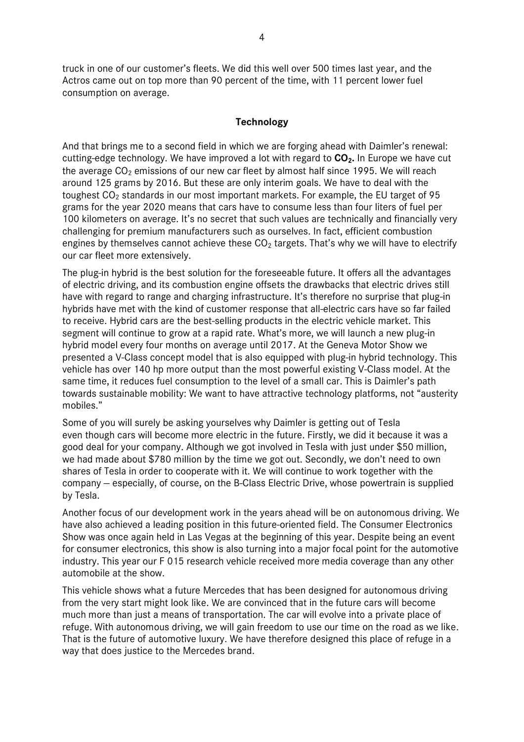truck in one of our customer's fleets. We did this well over 500 times last year, and the Actros came out on top more than 90 percent of the time, with 11 percent lower fuel consumption on average.

## Technology

And that brings me to a second field in which we are forging ahead with Daimler's renewal: cutting-edge technology. We have improved a lot with regard to **$CO_2$.** In Europe we have cut the average $CO_2$ emissions of our new car fleet by almost half since 1995. We will reach around 125 grams by 2016. But these are only interim goals. We have to deal with the toughest $CO_2$ standards in our most important markets. For example, the EU target of 95 grams for the year 2020 means that cars have to consume less than four liters of fuel per 100 kilometers on average. It's no secret that such values are technically and financially very challenging for premium manufacturers such as ourselves. In fact, efficient combustion engines by themselves cannot achieve these $CO_2$ targets. That's why we will have to electrify our car fleet more extensively.

The plug-in hybrid is the best solution for the foreseeable future. It offers all the advantages of electric driving, and its combustion engine offsets the drawbacks that electric drives still have with regard to range and charging infrastructure. It's therefore no surprise that plug-in hybrids have met with the kind of customer response that all-electric cars have so far failed to receive. Hybrid cars are the best-selling products in the electric vehicle market. This segment will continue to grow at a rapid rate. What's more, we will launch a new plug-in hybrid model every four months on average until 2017. At the Geneva Motor Show we presented a V-Class concept model that is also equipped with plug-in hybrid technology. This vehicle has over 140 hp more output than the most powerful existing V-Class model. At the same time, it reduces fuel consumption to the level of a small car. This is Daimler's path towards sustainable mobility: We want to have attractive technology platforms, not "austerity mobiles."

Some of you will surely be asking yourselves why Daimler is getting out of Tesla even though cars will become more electric in the future. Firstly, we did it because it was a good deal for your company. Although we got involved in Tesla with just under $50 million, we had made about $780 million by the time we got out. Secondly, we don't need to own shares of Tesla in order to cooperate with it. We will continue to work together with the company – especially, of course, on the B-Class Electric Drive, whose powertrain is supplied by Tesla.

Another focus of our development work in the years ahead will be on autonomous driving. We have also achieved a leading position in this future-oriented field. The Consumer Electronics Show was once again held in Las Vegas at the beginning of this year. Despite being an event for consumer electronics, this show is also turning into a major focal point for the automotive industry. This year our F 015 research vehicle received more media coverage than any other automobile at the show.

This vehicle shows what a future Mercedes that has been designed for autonomous driving from the very start might look like. We are convinced that in the future cars will become much more than just a means of transportation. The car will evolve into a private place of refuge. With autonomous driving, we will gain freedom to use our time on the road as we like. That is the future of automotive luxury. We have therefore designed this place of refuge in a way that does justice to the Mercedes brand.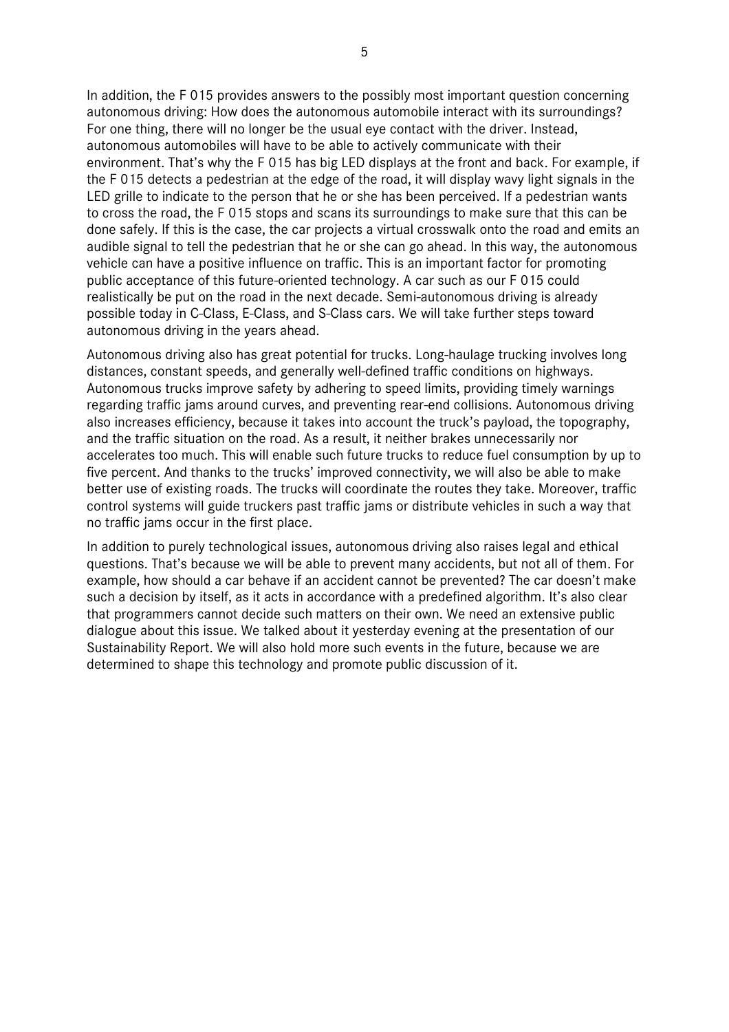In addition, the F 015 provides answers to the possibly most important question concerning autonomous driving: How does the autonomous automobile interact with its surroundings? For one thing, there will no longer be the usual eye contact with the driver. Instead, autonomous automobiles will have to be able to actively communicate with their environment. That's why the F 015 has big LED displays at the front and back. For example, if the F 015 detects a pedestrian at the edge of the road, it will display wavy light signals in the LED grille to indicate to the person that he or she has been perceived. If a pedestrian wants to cross the road, the F 015 stops and scans its surroundings to make sure that this can be done safely. If this is the case, the car projects a virtual crosswalk onto the road and emits an audible signal to tell the pedestrian that he or she can go ahead. In this way, the autonomous vehicle can have a positive influence on traffic. This is an important factor for promoting public acceptance of this future-oriented technology. A car such as our F 015 could realistically be put on the road in the next decade. Semi-autonomous driving is already possible today in C-Class, E-Class, and S-Class cars. We will take further steps toward autonomous driving in the years ahead.

Autonomous driving also has great potential for trucks. Long-haulage trucking involves long distances, constant speeds, and generally well-defined traffic conditions on highways. Autonomous trucks improve safety by adhering to speed limits, providing timely warnings regarding traffic jams around curves, and preventing rear-end collisions. Autonomous driving also increases efficiency, because it takes into account the truck's payload, the topography, and the traffic situation on the road. As a result, it neither brakes unnecessarily nor accelerates too much. This will enable such future trucks to reduce fuel consumption by up to five percent. And thanks to the trucks' improved connectivity, we will also be able to make better use of existing roads. The trucks will coordinate the routes they take. Moreover, traffic control systems will guide truckers past traffic jams or distribute vehicles in such a way that no traffic jams occur in the first place.

In addition to purely technological issues, autonomous driving also raises legal and ethical questions. That's because we will be able to prevent many accidents, but not all of them. For example, how should a car behave if an accident cannot be prevented? The car doesn't make such a decision by itself, as it acts in accordance with a predefined algorithm. It's also clear that programmers cannot decide such matters on their own. We need an extensive public dialogue about this issue. We talked about it yesterday evening at the presentation of our Sustainability Report. We will also hold more such events in the future, because we are determined to shape this technology and promote public discussion of it.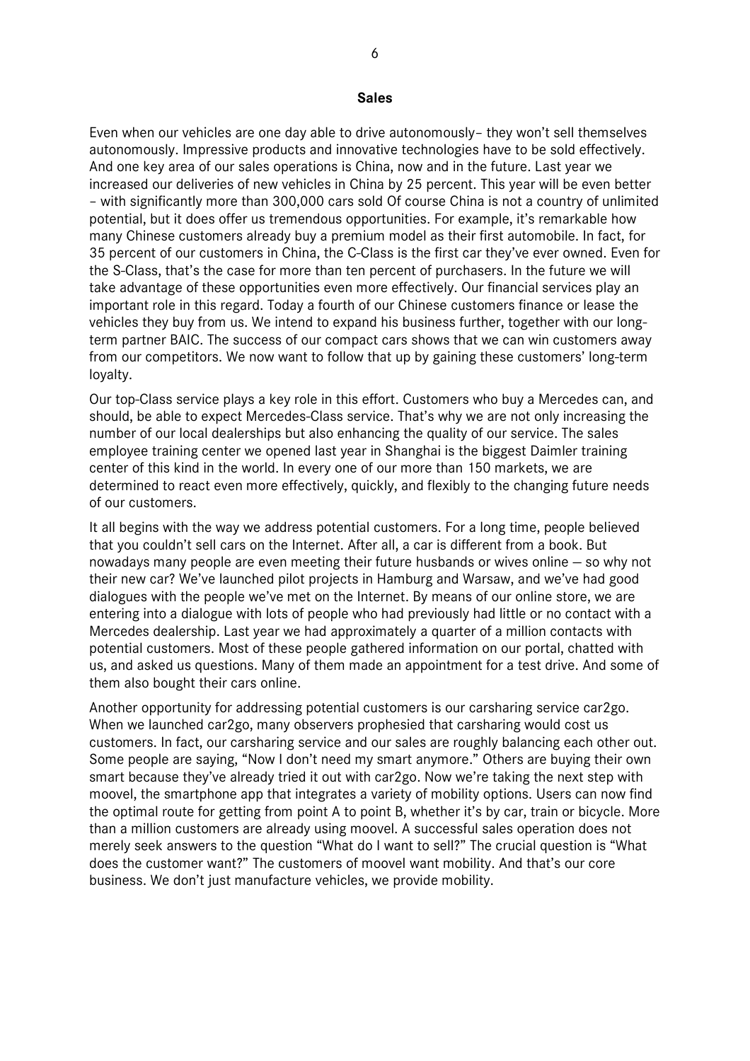## Sales

Even when our vehicles are one day able to drive autonomously– they won't sell themselves autonomously. Impressive products and innovative technologies have to be sold effectively. And one key area of our sales operations is China, now and in the future. Last year we increased our deliveries of new vehicles in China by 25 percent. This year will be even better – with significantly more than 300,000 cars sold Of course China is not a country of unlimited potential, but it does offer us tremendous opportunities. For example, it's remarkable how many Chinese customers already buy a premium model as their first automobile. In fact, for 35 percent of our customers in China, the C-Class is the first car they've ever owned. Even for the S-Class, that's the case for more than ten percent of purchasers. In the future we will take advantage of these opportunities even more effectively. Our financial services play an important role in this regard. Today a fourth of our Chinese customers finance or lease the vehicles they buy from us. We intend to expand his business further, together with our long-term partner BAIC. The success of our compact cars shows that we can win customers away from our competitors. We now want to follow that up by gaining these customers' long-term loyalty.

Our top-Class service plays a key role in this effort. Customers who buy a Mercedes can, and should, be able to expect Mercedes-Class service. That's why we are not only increasing the number of our local dealerships but also enhancing the quality of our service. The sales employee training center we opened last year in Shanghai is the biggest Daimler training center of this kind in the world. In every one of our more than 150 markets, we are determined to react even more effectively, quickly, and flexibly to the changing future needs of our customers.

It all begins with the way we address potential customers. For a long time, people believed that you couldn't sell cars on the Internet. After all, a car is different from a book. But nowadays many people are even meeting their future husbands or wives online — so why not their new car? We've launched pilot projects in Hamburg and Warsaw, and we've had good dialogues with the people we've met on the Internet. By means of our online store, we are entering into a dialogue with lots of people who had previously had little or no contact with a Mercedes dealership. Last year we had approximately a quarter of a million contacts with potential customers. Most of these people gathered information on our portal, chatted with us, and asked us questions. Many of them made an appointment for a test drive. And some of them also bought their cars online.

Another opportunity for addressing potential customers is our carsharing service car2go. When we launched car2go, many observers prophesied that carsharing would cost us customers. In fact, our carsharing service and our sales are roughly balancing each other out. Some people are saying, "Now I don't need my smart anymore." Others are buying their own smart because they've already tried it out with car2go. Now we're taking the next step with moovel, the smartphone app that integrates a variety of mobility options. Users can now find the optimal route for getting from point A to point B, whether it's by car, train or bicycle. More than a million customers are already using moovel. A successful sales operation does not merely seek answers to the question "What do I want to sell?" The crucial question is "What does the customer want?" The customers of moovel want mobility. And that's our core business. We don't just manufacture vehicles, we provide mobility.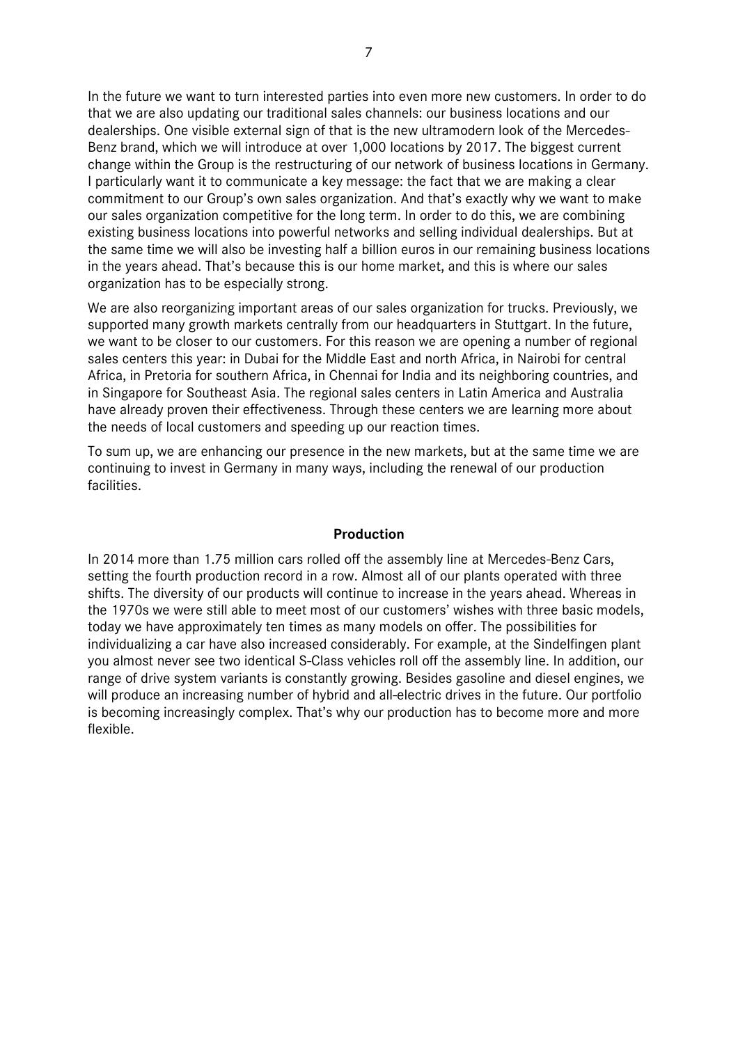In the future we want to turn interested parties into even more new customers. In order to do that we are also updating our traditional sales channels: our business locations and our dealerships. One visible external sign of that is the new ultramodern look of the Mercedes-Benz brand, which we will introduce at over 1,000 locations by 2017. The biggest current change within the Group is the restructuring of our network of business locations in Germany. I particularly want it to communicate a key message: the fact that we are making a clear commitment to our Group's own sales organization. And that's exactly why we want to make our sales organization competitive for the long term. In order to do this, we are combining existing business locations into powerful networks and selling individual dealerships. But at the same time we will also be investing half a billion euros in our remaining business locations in the years ahead. That's because this is our home market, and this is where our sales organization has to be especially strong.

We are also reorganizing important areas of our sales organization for trucks. Previously, we supported many growth markets centrally from our headquarters in Stuttgart. In the future, we want to be closer to our customers. For this reason we are opening a number of regional sales centers this year: in Dubai for the Middle East and north Africa, in Nairobi for central Africa, in Pretoria for southern Africa, in Chennai for India and its neighboring countries, and in Singapore for Southeast Asia. The regional sales centers in Latin America and Australia have already proven their effectiveness. Through these centers we are learning more about the needs of local customers and speeding up our reaction times.

To sum up, we are enhancing our presence in the new markets, but at the same time we are continuing to invest in Germany in many ways, including the renewal of our production facilities.

## Production

In 2014 more than 1.75 million cars rolled off the assembly line at Mercedes-Benz Cars, setting the fourth production record in a row. Almost all of our plants operated with three shifts. The diversity of our products will continue to increase in the years ahead. Whereas in the 1970s we were still able to meet most of our customers' wishes with three basic models, today we have approximately ten times as many models on offer. The possibilities for individualizing a car have also increased considerably. For example, at the Sindelfingen plant you almost never see two identical S-Class vehicles roll off the assembly line. In addition, our range of drive system variants is constantly growing. Besides gasoline and diesel engines, we will produce an increasing number of hybrid and all-electric drives in the future. Our portfolio is becoming increasingly complex. That's why our production has to become more and more flexible.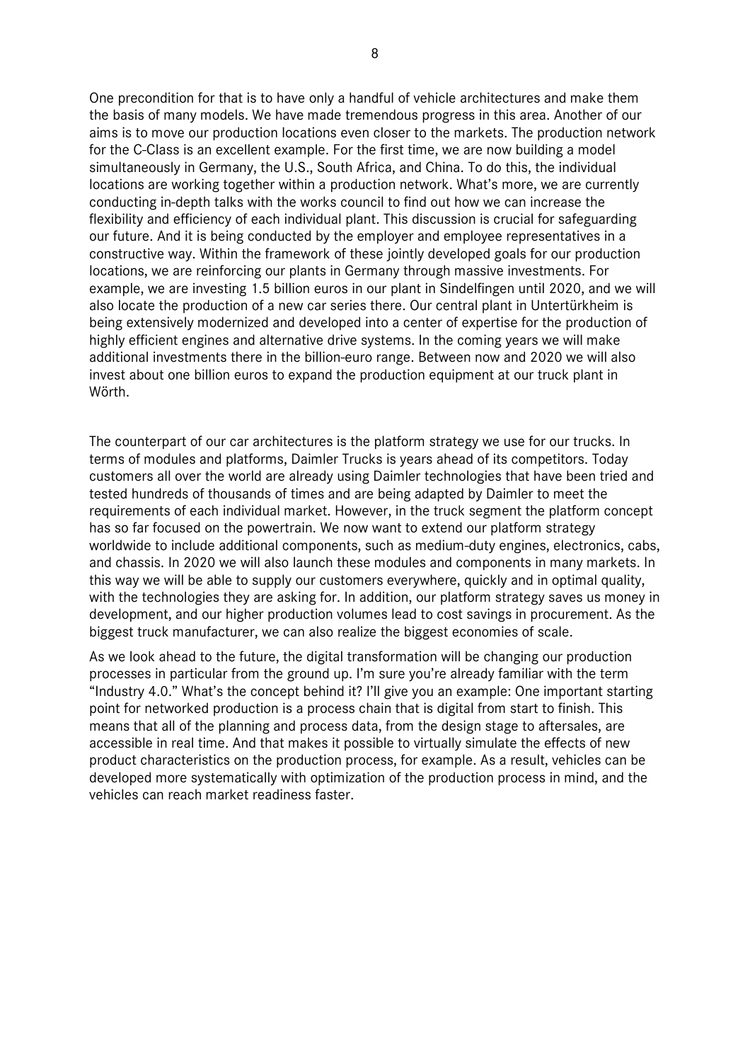One precondition for that is to have only a handful of vehicle architectures and make them the basis of many models. We have made tremendous progress in this area. Another of our aims is to move our production locations even closer to the markets. The production network for the C-Class is an excellent example. For the first time, we are now building a model simultaneously in Germany, the U.S., South Africa, and China. To do this, the individual locations are working together within a production network. What's more, we are currently conducting in-depth talks with the works council to find out how we can increase the flexibility and efficiency of each individual plant. This discussion is crucial for safeguarding our future. And it is being conducted by the employer and employee representatives in a constructive way. Within the framework of these jointly developed goals for our production locations, we are reinforcing our plants in Germany through massive investments. For example, we are investing 1.5 billion euros in our plant in Sindelfingen until 2020, and we will also locate the production of a new car series there. Our central plant in Untertürkheim is being extensively modernized and developed into a center of expertise for the production of highly efficient engines and alternative drive systems. In the coming years we will make additional investments there in the billion-euro range. Between now and 2020 we will also invest about one billion euros to expand the production equipment at our truck plant in Wörth.

The counterpart of our car architectures is the platform strategy we use for our trucks. In terms of modules and platforms, Daimler Trucks is years ahead of its competitors. Today customers all over the world are already using Daimler technologies that have been tried and tested hundreds of thousands of times and are being adapted by Daimler to meet the requirements of each individual market. However, in the truck segment the platform concept has so far focused on the powertrain. We now want to extend our platform strategy worldwide to include additional components, such as medium-duty engines, electronics, cabs, and chassis. In 2020 we will also launch these modules and components in many markets. In this way we will be able to supply our customers everywhere, quickly and in optimal quality, with the technologies they are asking for. In addition, our platform strategy saves us money in development, and our higher production volumes lead to cost savings in procurement. As the biggest truck manufacturer, we can also realize the biggest economies of scale.

As we look ahead to the future, the digital transformation will be changing our production processes in particular from the ground up. I'm sure you're already familiar with the term "Industry 4.0." What's the concept behind it? I'll give you an example: One important starting point for networked production is a process chain that is digital from start to finish. This means that all of the planning and process data, from the design stage to aftersales, are accessible in real time. And that makes it possible to virtually simulate the effects of new product characteristics on the production process, for example. As a result, vehicles can be developed more systematically with optimization of the production process in mind, and the vehicles can reach market readiness faster.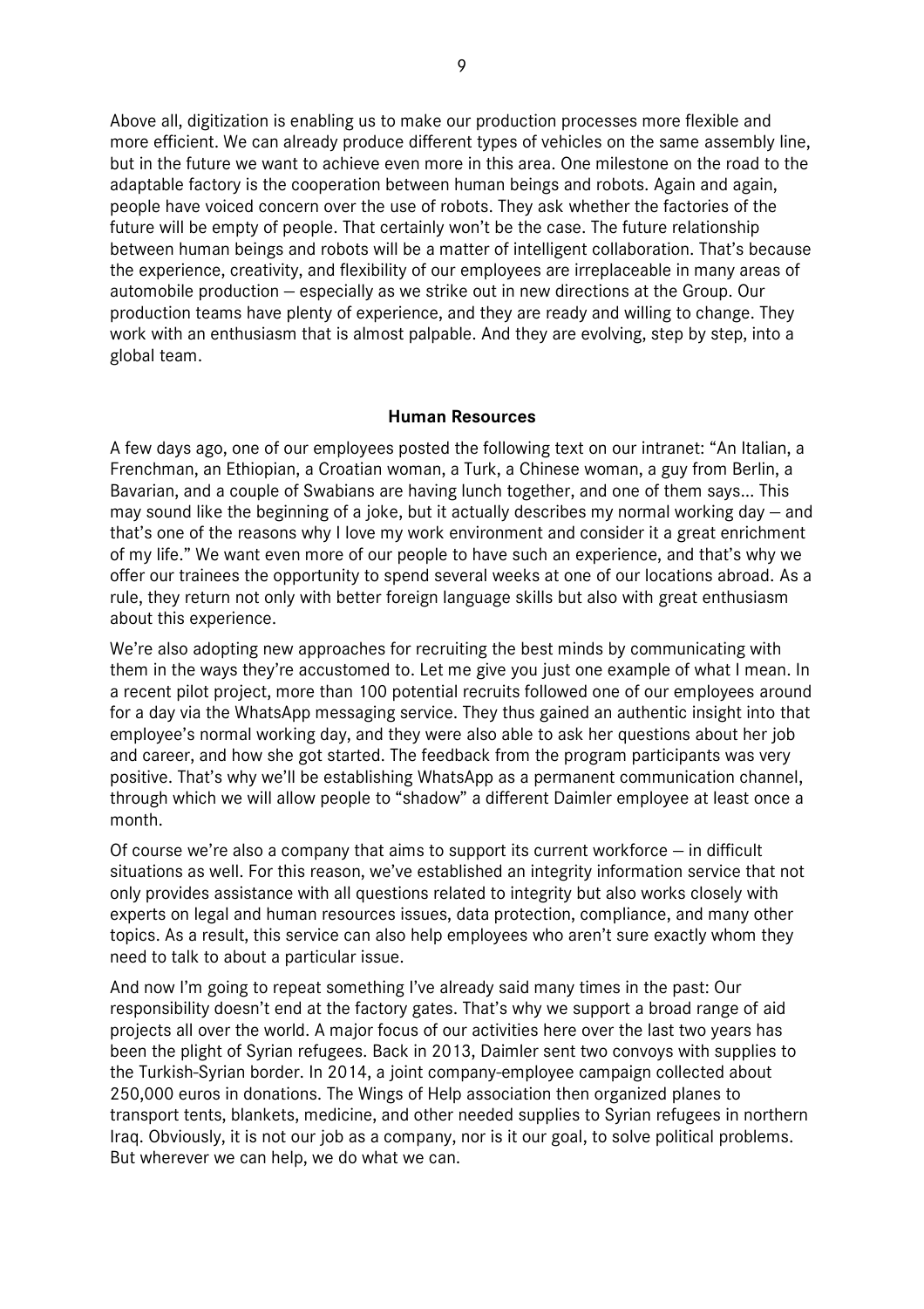Above all, digitization is enabling us to make our production processes more flexible and more efficient. We can already produce different types of vehicles on the same assembly line, but in the future we want to achieve even more in this area. One milestone on the road to the adaptable factory is the cooperation between human beings and robots. Again and again, people have voiced concern over the use of robots. They ask whether the factories of the future will be empty of people. That certainly won't be the case. The future relationship between human beings and robots will be a matter of intelligent collaboration. That's because the experience, creativity, and flexibility of our employees are irreplaceable in many areas of automobile production – especially as we strike out in new directions at the Group. Our production teams have plenty of experience, and they are ready and willing to change. They work with an enthusiasm that is almost palpable. And they are evolving, step by step, into a global team.

## Human Resources

A few days ago, one of our employees posted the following text on our intranet: "An Italian, a Frenchman, an Ethiopian, a Croatian woman, a Turk, a Chinese woman, a guy from Berlin, a Bavarian, and a couple of Swabians are having lunch together, and one of them says... This may sound like the beginning of a joke, but it actually describes my normal working day – and that's one of the reasons why I love my work environment and consider it a great enrichment of my life." We want even more of our people to have such an experience, and that's why we offer our trainees the opportunity to spend several weeks at one of our locations abroad. As a rule, they return not only with better foreign language skills but also with great enthusiasm about this experience.

We're also adopting new approaches for recruiting the best minds by communicating with them in the ways they're accustomed to. Let me give you just one example of what I mean. In a recent pilot project, more than 100 potential recruits followed one of our employees around for a day via the WhatsApp messaging service. They thus gained an authentic insight into that employee's normal working day, and they were also able to ask her questions about her job and career, and how she got started. The feedback from the program participants was very positive. That's why we'll be establishing WhatsApp as a permanent communication channel, through which we will allow people to "shadow" a different Daimler employee at least once a month.

Of course we're also a company that aims to support its current workforce – in difficult situations as well. For this reason, we've established an integrity information service that not only provides assistance with all questions related to integrity but also works closely with experts on legal and human resources issues, data protection, compliance, and many other topics. As a result, this service can also help employees who aren't sure exactly whom they need to talk to about a particular issue.

And now I'm going to repeat something I've already said many times in the past: Our responsibility doesn't end at the factory gates. That's why we support a broad range of aid projects all over the world. A major focus of our activities here over the last two years has been the plight of Syrian refugees. Back in 2013, Daimler sent two convoys with supplies to the Turkish-Syrian border. In 2014, a joint company-employee campaign collected about 250,000 euros in donations. The Wings of Help association then organized planes to transport tents, blankets, medicine, and other needed supplies to Syrian refugees in northern Iraq. Obviously, it is not our job as a company, nor is it our goal, to solve political problems. But wherever we can help, we do what we can.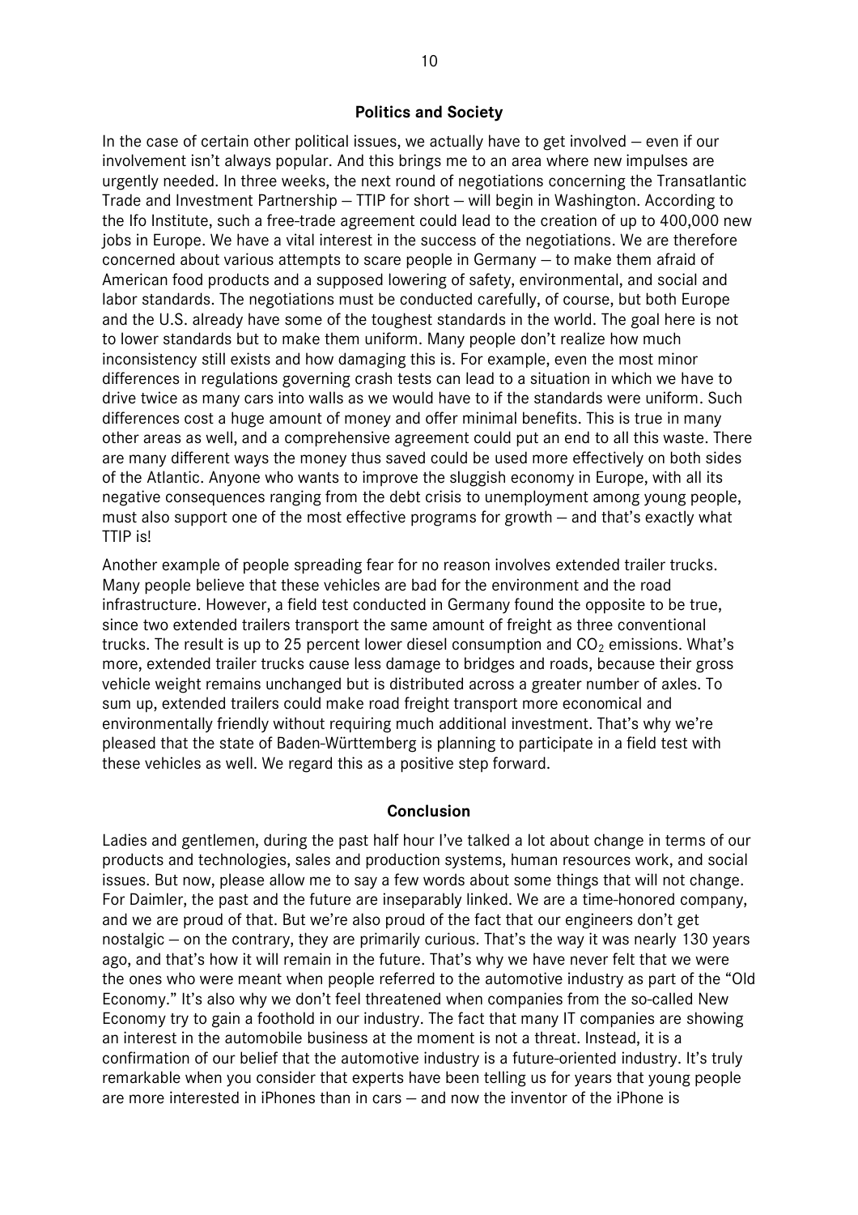## Politics and Society

In the case of certain other political issues, we actually have to get involved – even if our involvement isn't always popular. And this brings me to an area where new impulses are urgently needed. In three weeks, the next round of negotiations concerning the Transatlantic Trade and Investment Partnership – TTIP for short – will begin in Washington. According to the Ifo Institute, such a free-trade agreement could lead to the creation of up to 400,000 new jobs in Europe. We have a vital interest in the success of the negotiations. We are therefore concerned about various attempts to scare people in Germany – to make them afraid of American food products and a supposed lowering of safety, environmental, and social and labor standards. The negotiations must be conducted carefully, of course, but both Europe and the U.S. already have some of the toughest standards in the world. The goal here is not to lower standards but to make them uniform. Many people don't realize how much inconsistency still exists and how damaging this is. For example, even the most minor differences in regulations governing crash tests can lead to a situation in which we have to drive twice as many cars into walls as we would have to if the standards were uniform. Such differences cost a huge amount of money and offer minimal benefits. This is true in many other areas as well, and a comprehensive agreement could put an end to all this waste. There are many different ways the money thus saved could be used more effectively on both sides of the Atlantic. Anyone who wants to improve the sluggish economy in Europe, with all its negative consequences ranging from the debt crisis to unemployment among young people, must also support one of the most effective programs for growth – and that's exactly what TTIP is!

Another example of people spreading fear for no reason involves extended trailer trucks. Many people believe that these vehicles are bad for the environment and the road infrastructure. However, a field test conducted in Germany found the opposite to be true, since two extended trailers transport the same amount of freight as three conventional trucks. The result is up to 25 percent lower diesel consumption and $CO_2$ emissions. What's more, extended trailer trucks cause less damage to bridges and roads, because their gross vehicle weight remains unchanged but is distributed across a greater number of axles. To sum up, extended trailers could make road freight transport more economical and environmentally friendly without requiring much additional investment. That's why we're pleased that the state of Baden-Württemberg is planning to participate in a field test with these vehicles as well. We regard this as a positive step forward.

## Conclusion

Ladies and gentlemen, during the past half hour I've talked a lot about change in terms of our products and technologies, sales and production systems, human resources work, and social issues. But now, please allow me to say a few words about some things that will not change. For Daimler, the past and the future are inseparably linked. We are a time-honored company, and we are proud of that. But we're also proud of the fact that our engineers don't get nostalgic – on the contrary, they are primarily curious. That's the way it was nearly 130 years ago, and that's how it will remain in the future. That's why we have never felt that we were the ones who were meant when people referred to the automotive industry as part of the "Old Economy." It's also why we don't feel threatened when companies from the so-called New Economy try to gain a foothold in our industry. The fact that many IT companies are showing an interest in the automobile business at the moment is not a threat. Instead, it is a confirmation of our belief that the automotive industry is a future-oriented industry. It's truly remarkable when you consider that experts have been telling us for years that young people are more interested in iPhones than in cars – and now the inventor of the iPhone is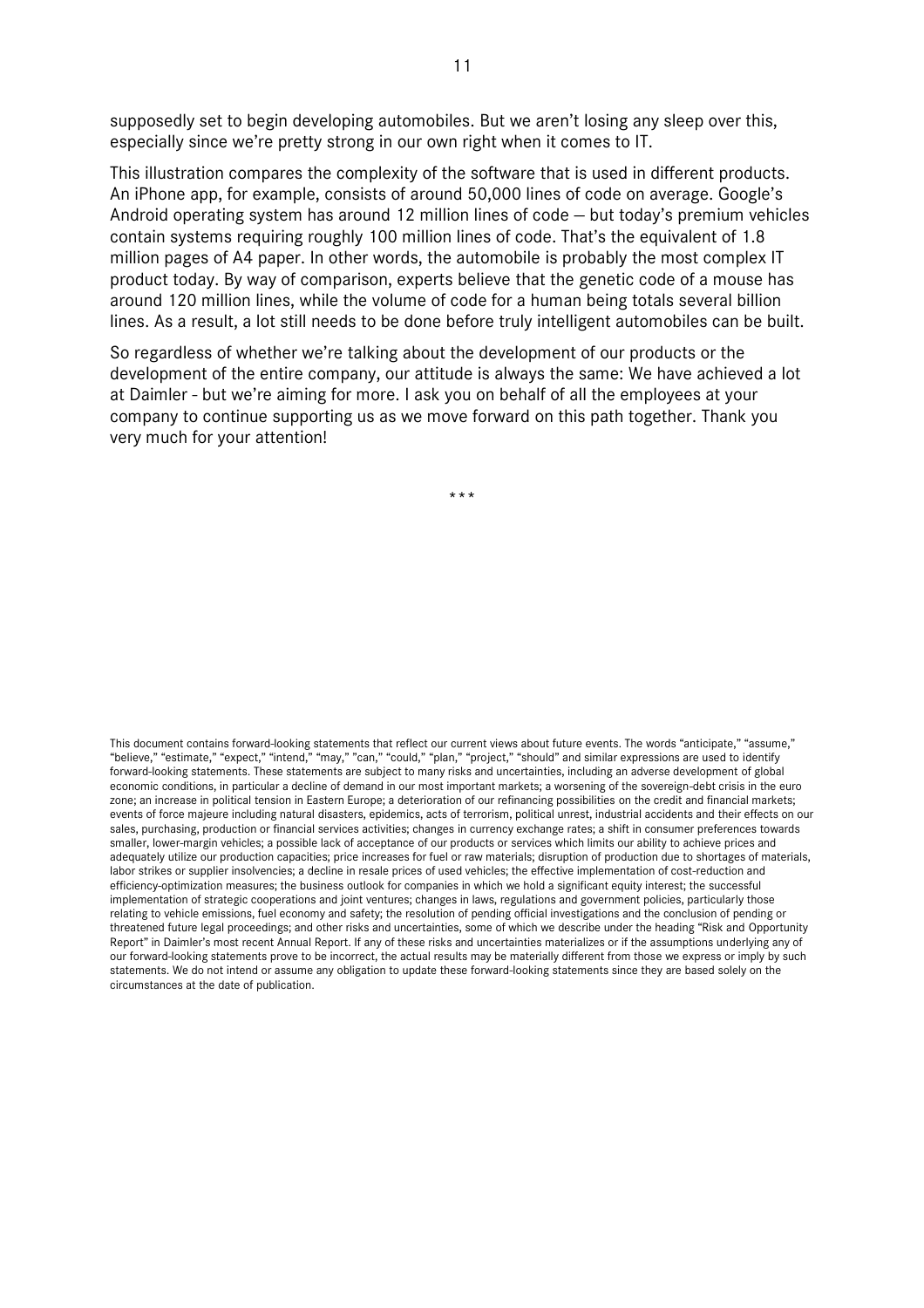supposedly set to begin developing automobiles. But we aren't losing any sleep over this, especially since we're pretty strong in our own right when it comes to IT.

This illustration compares the complexity of the software that is used in different products. An iPhone app, for example, consists of around 50,000 lines of code on average. Google's Android operating system has around 12 million lines of code — but today's premium vehicles contain systems requiring roughly 100 million lines of code. That's the equivalent of 1.8 million pages of A4 paper. In other words, the automobile is probably the most complex IT product today. By way of comparison, experts believe that the genetic code of a mouse has around 120 million lines, while the volume of code for a human being totals several billion lines. As a result, a lot still needs to be done before truly intelligent automobiles can be built.

So regardless of whether we're talking about the development of our products or the development of the entire company, our attitude is always the same: We have achieved a lot at Daimler - but we're aiming for more. I ask you on behalf of all the employees at your company to continue supporting us as we move forward on this path together. Thank you very much for your attention!

\*\*\*

This document contains forward-looking statements that reflect our current views about future events. The words "anticipate," "assume," "believe," "estimate," "expect," "intend," "may," "can," "could," "plan," "project," "should" and similar expressions are used to identify forward-looking statements. These statements are subject to many risks and uncertainties, including an adverse development of global economic conditions, in particular a decline of demand in our most important markets; a worsening of the sovereign-debt crisis in the euro zone; an increase in political tension in Eastern Europe; a deterioration of our refinancing possibilities on the credit and financial markets; events of force majeure including natural disasters, epidemics, acts of terrorism, political unrest, industrial accidents and their effects on our sales, purchasing, production or financial services activities; changes in currency exchange rates; a shift in consumer preferences towards smaller, lower-margin vehicles; a possible lack of acceptance of our products or services which limits our ability to achieve prices and adequately utilize our production capacities; price increases for fuel or raw materials; disruption of production due to shortages of materials, labor strikes or supplier insolvencies; a decline in resale prices of used vehicles; the effective implementation of cost-reduction and efficiency-optimization measures; the business outlook for companies in which we hold a significant equity interest; the successful implementation of strategic cooperations and joint ventures; changes in laws, regulations and government policies, particularly those relating to vehicle emissions, fuel economy and safety; the resolution of pending official investigations and the conclusion of pending or threatened future legal proceedings; and other risks and uncertainties, some of which we describe under the heading "Risk and Opportunity Report" in Daimler's most recent Annual Report. If any of these risks and uncertainties materializes or if the assumptions underlying any of our forward-looking statements prove to be incorrect, the actual results may be materially different from those we express or imply by such statements. We do not intend or assume any obligation to update these forward-looking statements since they are based solely on the circumstances at the date of publication.